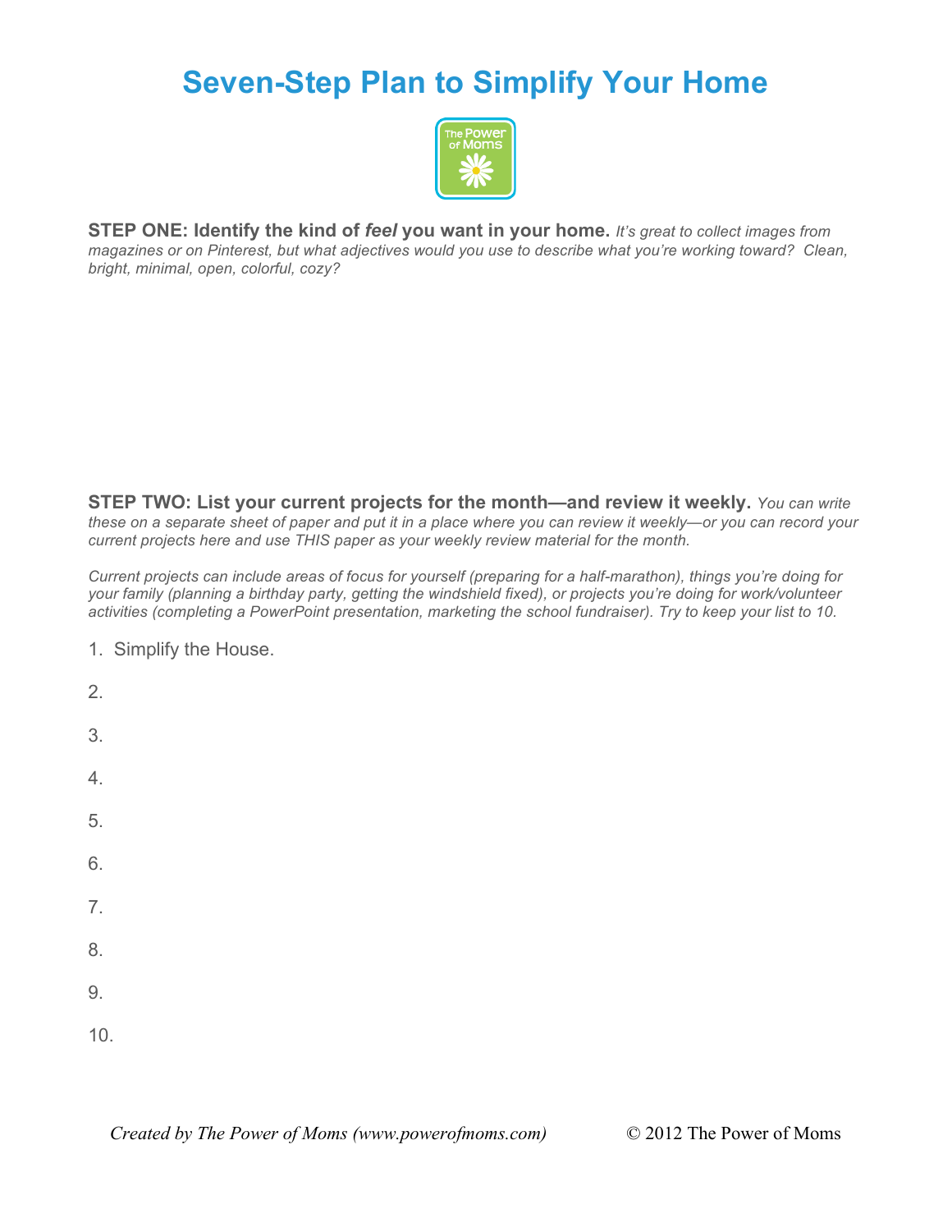# Seven-Step Plan to Simplify Your Home

**STEP ONE: Identify the kind of *feel* you want in your home.** *It's great to collect images from magazines or on Pinterest, but what adjectives would you use to describe what you're working toward? Clean, bright, minimal, open, colorful, cozy?*

**STEP TWO: List your current projects for the month—and review it weekly.** *You can write these on a separate sheet of paper and put it in a place where you can review it weekly—or you can record your current projects here and use THIS paper as your weekly review material for the month.*

*Current projects can include areas of focus for yourself (preparing for a half-marathon), things you're doing for your family (planning a birthday party, getting the windshield fixed), or projects you're doing for work/volunteer activities (completing a PowerPoint presentation, marketing the school fundraiser). Try to keep your list to 10.*

1. Simplify the House.
2. 
3. 
4. 
5. 
6. 
7. 
8. 
9. 
10. 

*Created by The Power of Moms (www.powerofmoms.com)* © 2012 The Power of Moms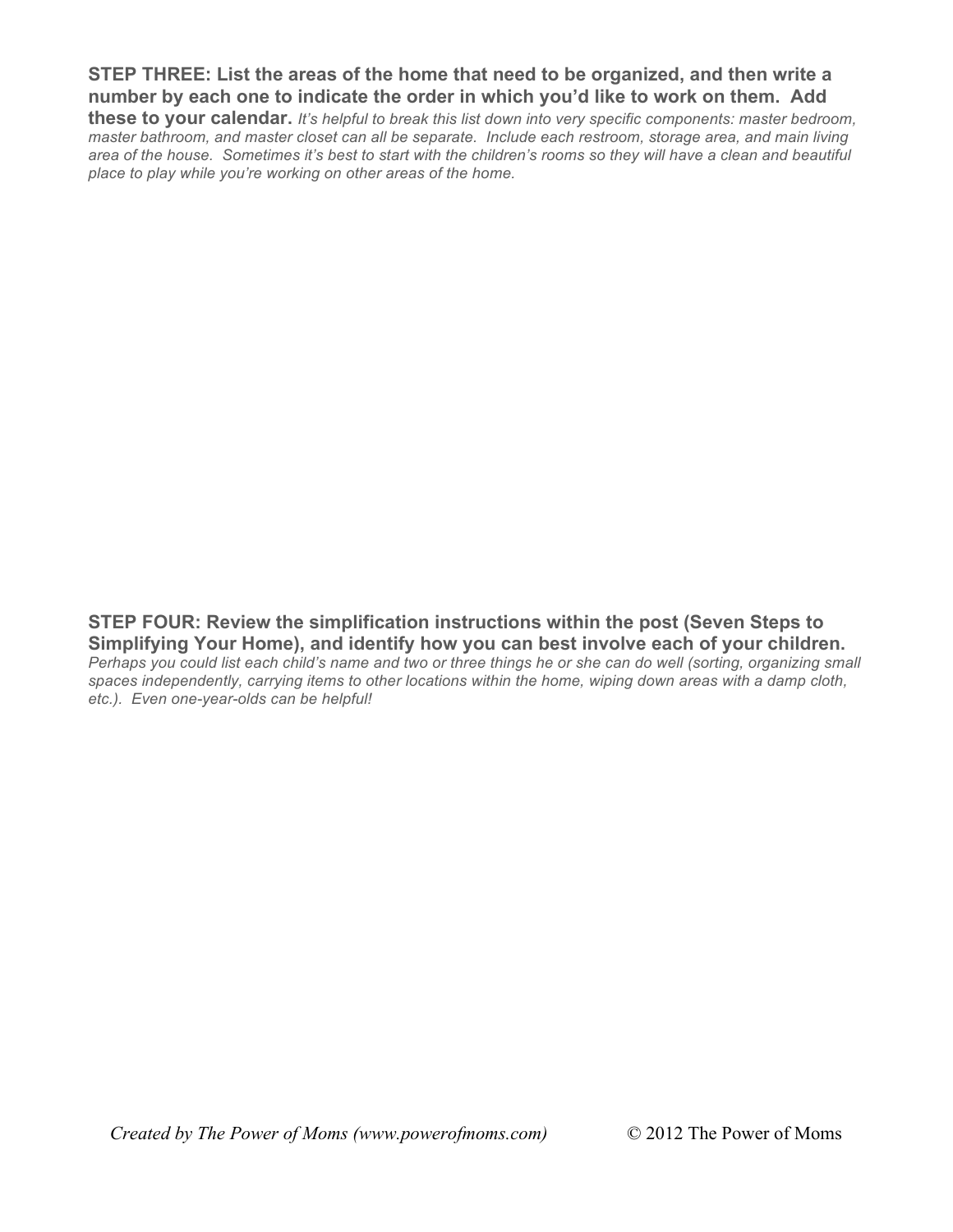**STEP THREE: List the areas of the home that need to be organized, and then write a number by each one to indicate the order in which you'd like to work on them. Add these to your calendar.** *It's helpful to break this list down into very specific components: master bedroom, master bathroom, and master closet can all be separate. Include each restroom, storage area, and main living area of the house. Sometimes it's best to start with the children's rooms so they will have a clean and beautiful place to play while you're working on other areas of the home.*

**STEP FOUR: Review the simplification instructions within the post (Seven Steps to Simplifying Your Home), and identify how you can best involve each of your children.** *Perhaps you could list each child's name and two or three things he or she can do well (sorting, organizing small spaces independently, carrying items to other locations within the home, wiping down areas with a damp cloth, etc.). Even one-year-olds can be helpful!*

*Created by The Power of Moms (www.powerofmoms.com)* © 2012 The Power of Moms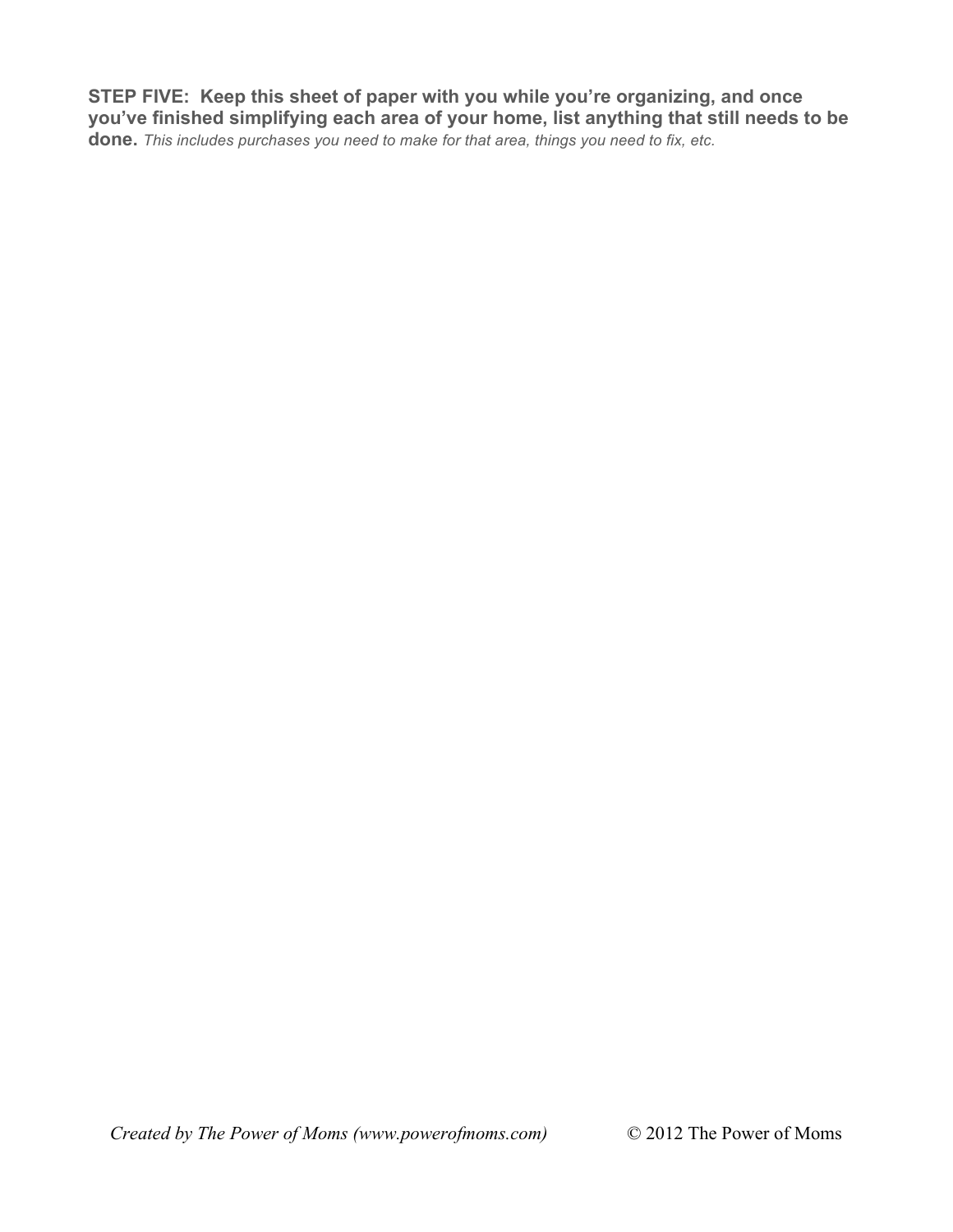**STEP FIVE: Keep this sheet of paper with you while you're organizing, and once you've finished simplifying each area of your home, list anything that still needs to be done.** *This includes purchases you need to make for that area, things you need to fix, etc.*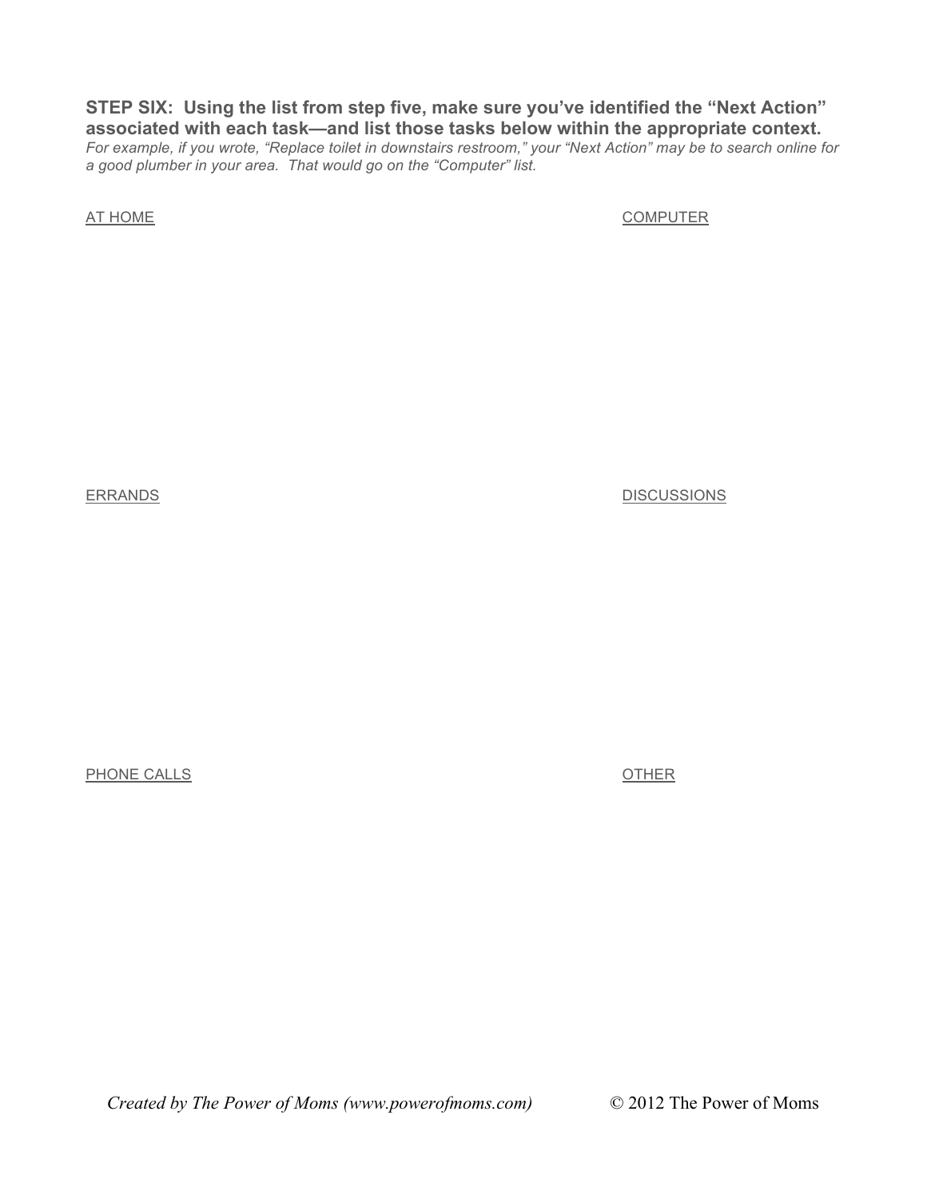**STEP SIX: Using the list from step five, make sure you've identified the "Next Action" associated with each task—and list those tasks below within the appropriate context.**

*For example, if you wrote, "Replace toilet in downstairs restroom," your "Next Action" may be to search online for a good plumber in your area. That would go on the "Computer" list.*

AT HOME

COMPUTER

ERRANDS

DISCUSSIONS

PHONE CALLS

OTHER

*Created by The Power of Moms (www.powerofmoms.com)* © 2012 The Power of Moms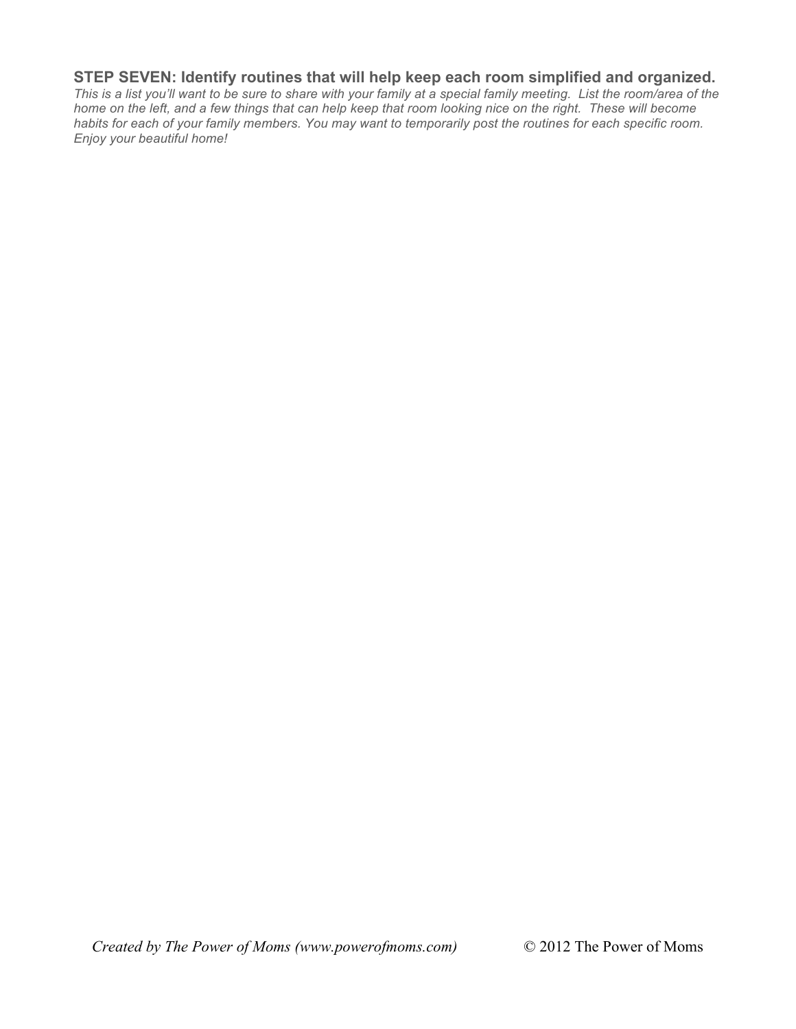**STEP SEVEN: Identify routines that will help keep each room simplified and organized.**

*This is a list you'll want to be sure to share with your family at a special family meeting. List the room/area of the home on the left, and a few things that can help keep that room looking nice on the right. These will become habits for each of your family members. You may want to temporarily post the routines for each specific room. Enjoy your beautiful home!*

*Created by The Power of Moms (www.powerofmoms.com)* © 2012 The Power of Moms